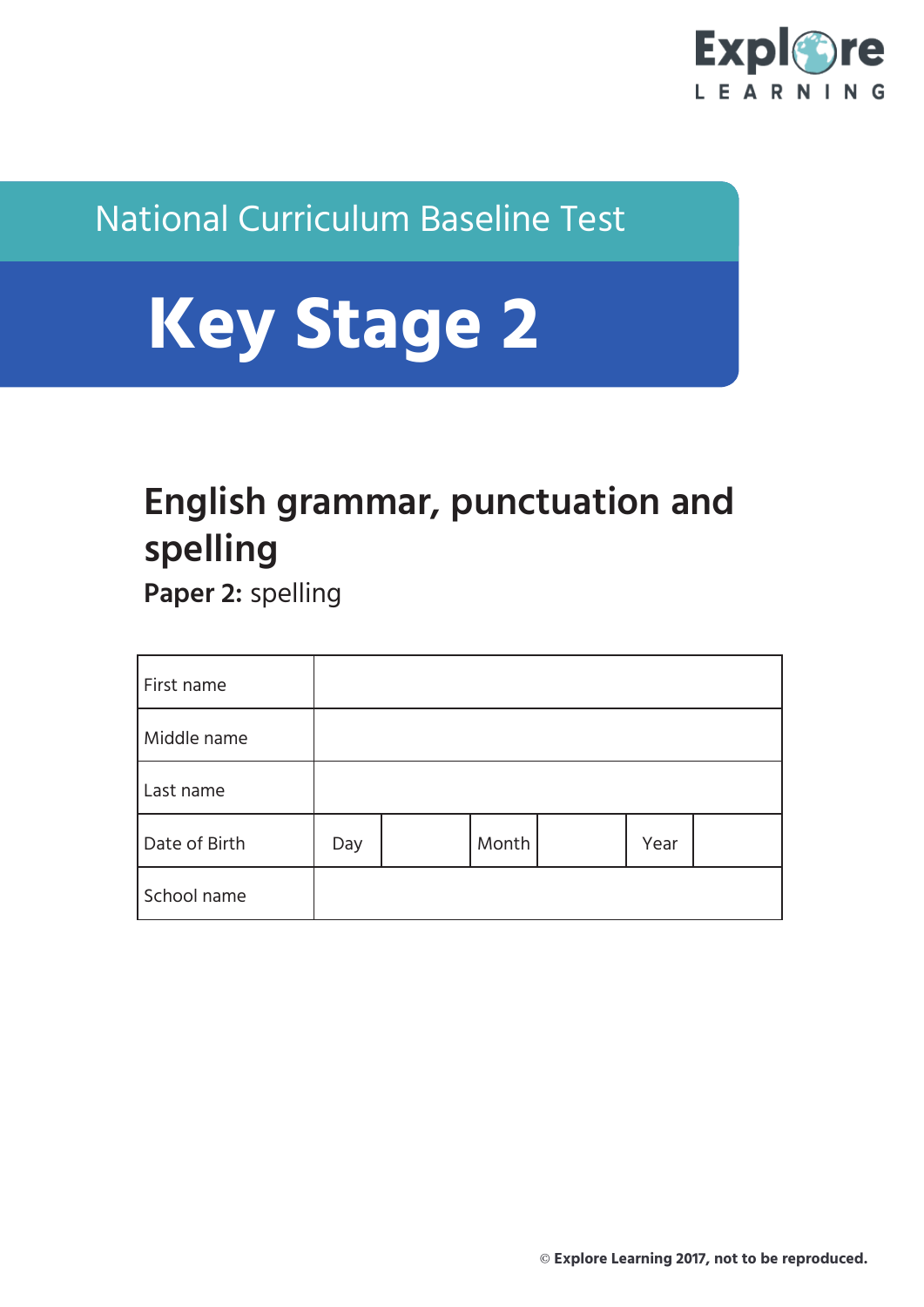Explore LEARNING

National Curriculum Baseline Test

# Key Stage 2

## English grammar, punctuation and spelling

**Paper 2:** spelling

| First name | | | | | | |
|---|---|---|---|---|---|---|
| Middle name | | | | | | |
| Last name | | | | | | |
| Date of Birth | Day | | Month | | Year | |
| School name | | | | | | |

© **Explore Learning 2017, not to be reproduced.**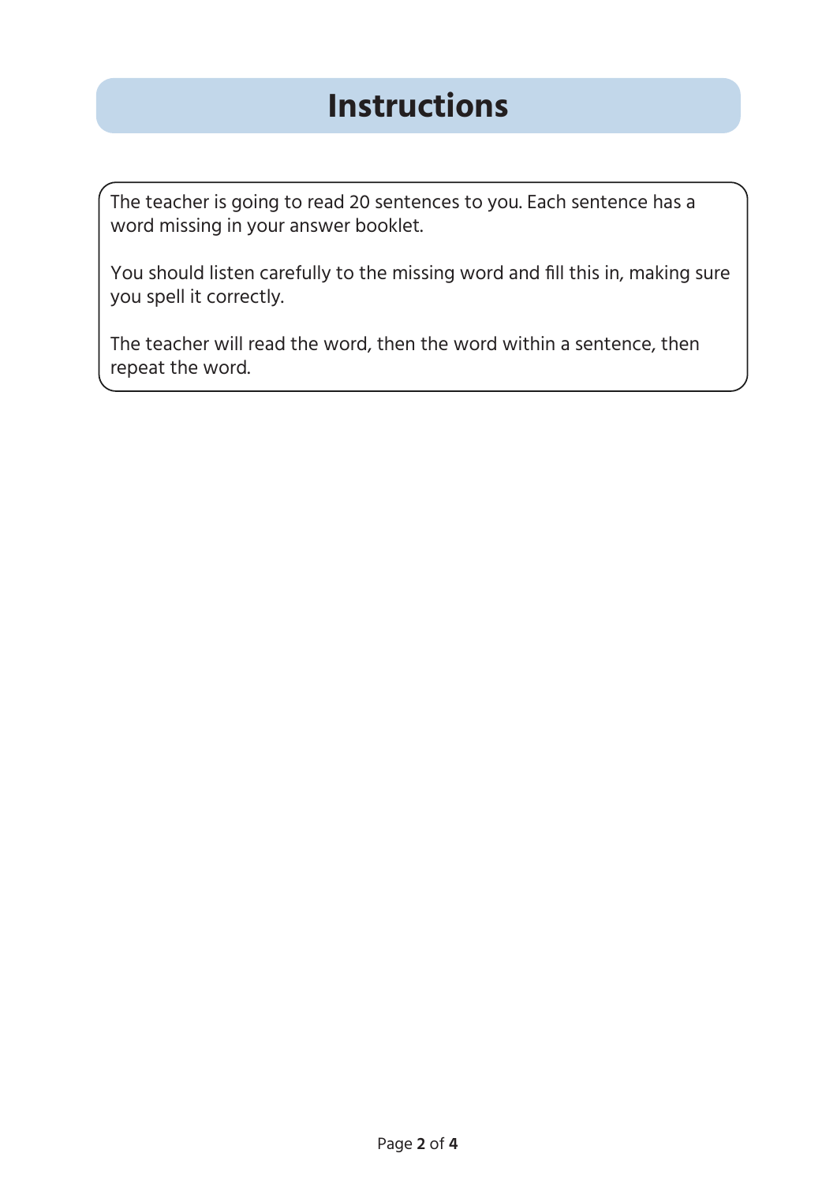# Instructions

The teacher is going to read 20 sentences to you. Each sentence has a word missing in your answer booklet.

You should listen carefully to the missing word and fill this in, making sure you spell it correctly.

The teacher will read the word, then the word within a sentence, then repeat the word.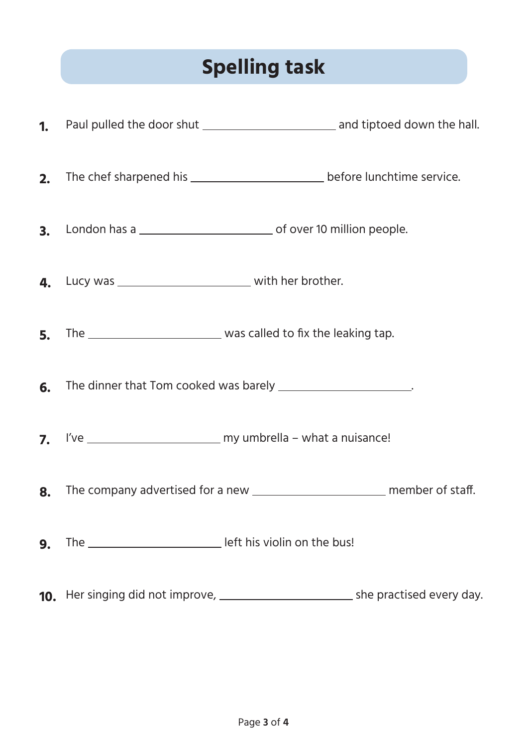# Spelling task

1. Paul pulled the door shut \_\_\_\_\_\_\_\_\_\_\_\_\_\_\_\_\_\_\_\_ and tiptoed down the hall.

2. The chef sharpened his \_\_\_\_\_\_\_\_\_\_\_\_\_\_\_\_\_\_\_\_ before lunchtime service.

3. London has a \_\_\_\_\_\_\_\_\_\_\_\_\_\_\_\_\_\_\_\_ of over 10 million people.

4. Lucy was \_\_\_\_\_\_\_\_\_\_\_\_\_\_\_\_\_\_\_\_ with her brother.

5. The \_\_\_\_\_\_\_\_\_\_\_\_\_\_\_\_\_\_\_\_ was called to fix the leaking tap.

6. The dinner that Tom cooked was barely \_\_\_\_\_\_\_\_\_\_\_\_\_\_\_\_\_\_\_\_.

7. I've \_\_\_\_\_\_\_\_\_\_\_\_\_\_\_\_\_\_\_\_ my umbrella – what a nuisance!

8. The company advertised for a new \_\_\_\_\_\_\_\_\_\_\_\_\_\_\_\_\_\_\_\_ member of staff.

9. The \_\_\_\_\_\_\_\_\_\_\_\_\_\_\_\_\_\_\_\_ left his violin on the bus!

10. Her singing did not improve, \_\_\_\_\_\_\_\_\_\_\_\_\_\_\_\_\_\_\_\_ she practised every day.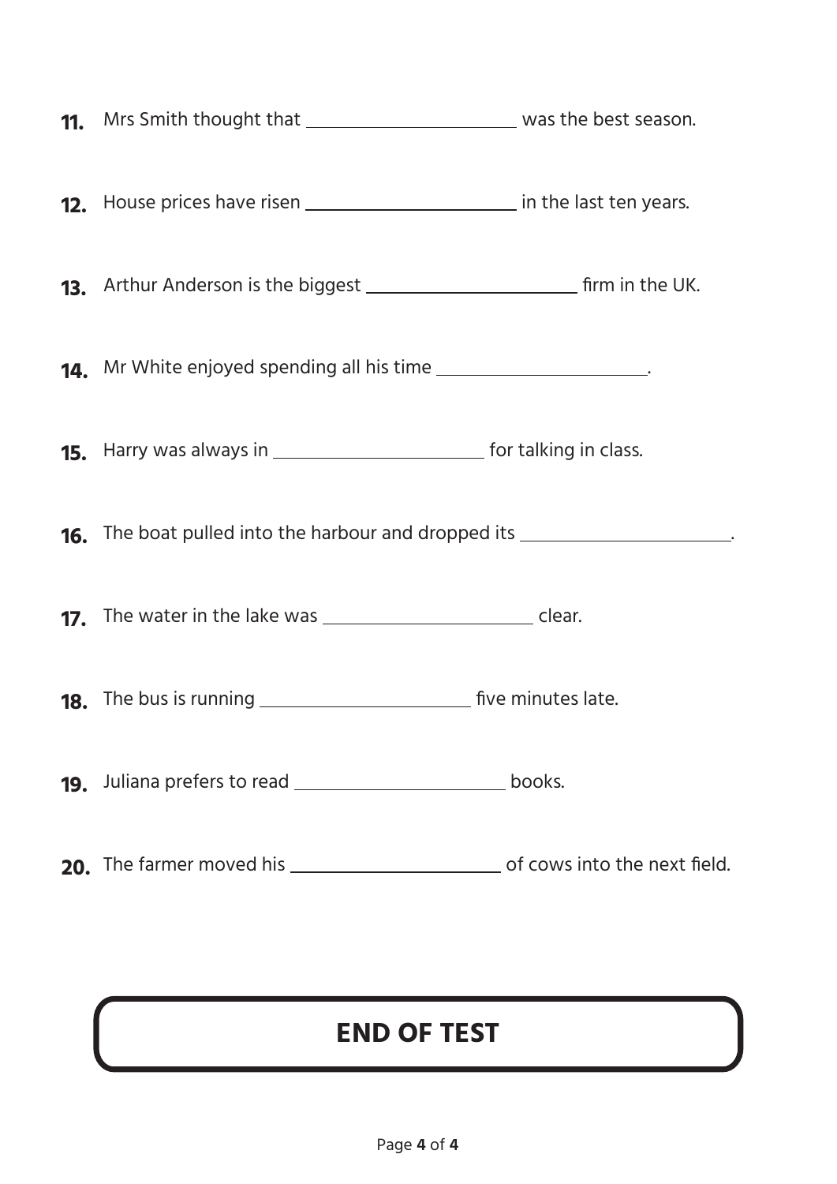11. Mrs Smith thought that ______________________ was the best season.

12. House prices have risen ______________________ in the last ten years.

13. Arthur Anderson is the biggest ______________________ firm in the UK.

14. Mr White enjoyed spending all his time ______________________.

15. Harry was always in ______________________ for talking in class.

16. The boat pulled into the harbour and dropped its ______________________.

17. The water in the lake was ______________________ clear.

18. The bus is running ______________________ five minutes late.

19. Juliana prefers to read ______________________ books.

20. The farmer moved his ______________________ of cows into the next field.

## END OF TEST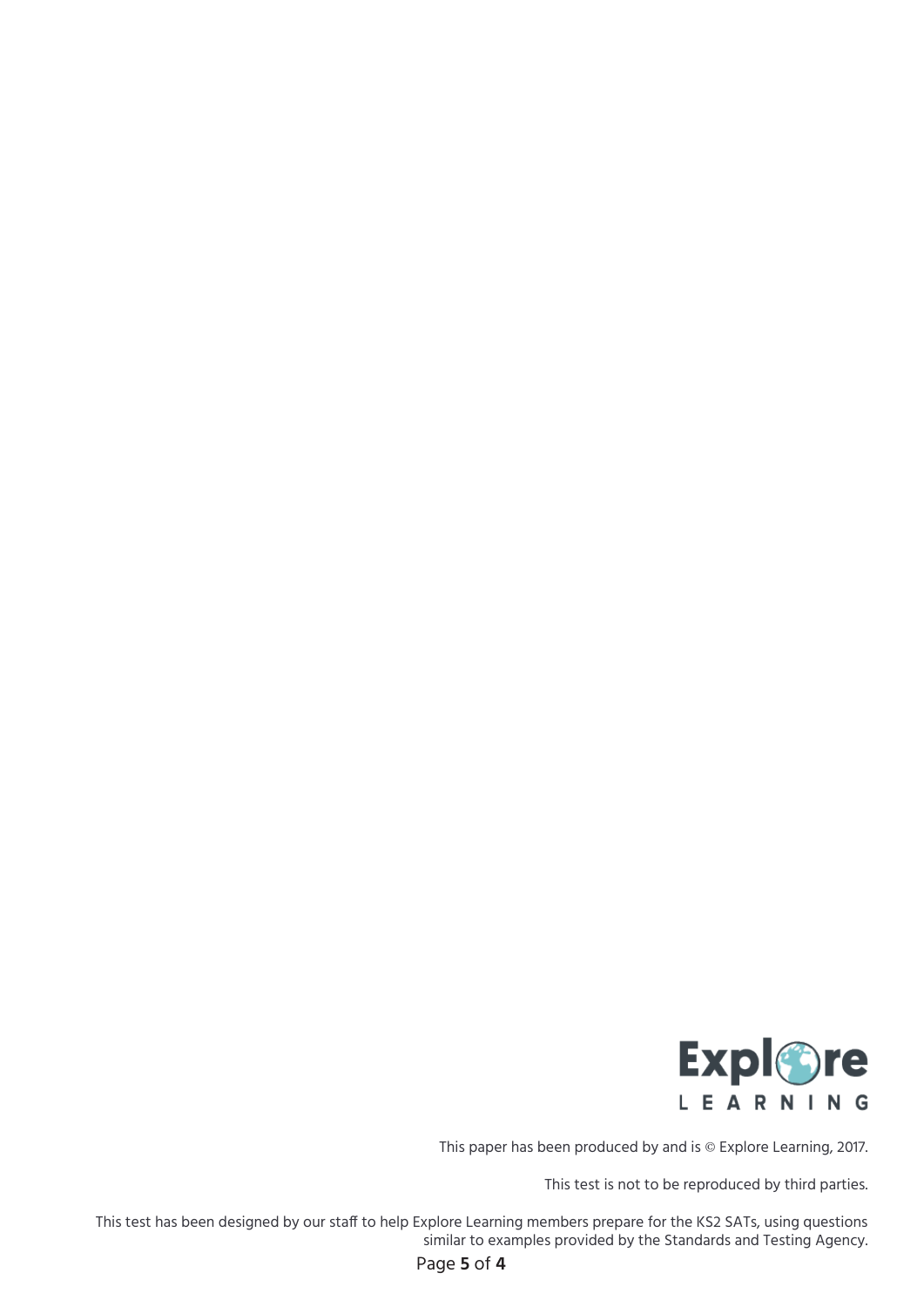Explore LEARNING

This paper has been produced by and is © Explore Learning, 2017.

This test is not to be reproduced by third parties.

This test has been designed by our staff to help Explore Learning members prepare for the KS2 SATs, using questions similar to examples provided by the Standards and Testing Agency.